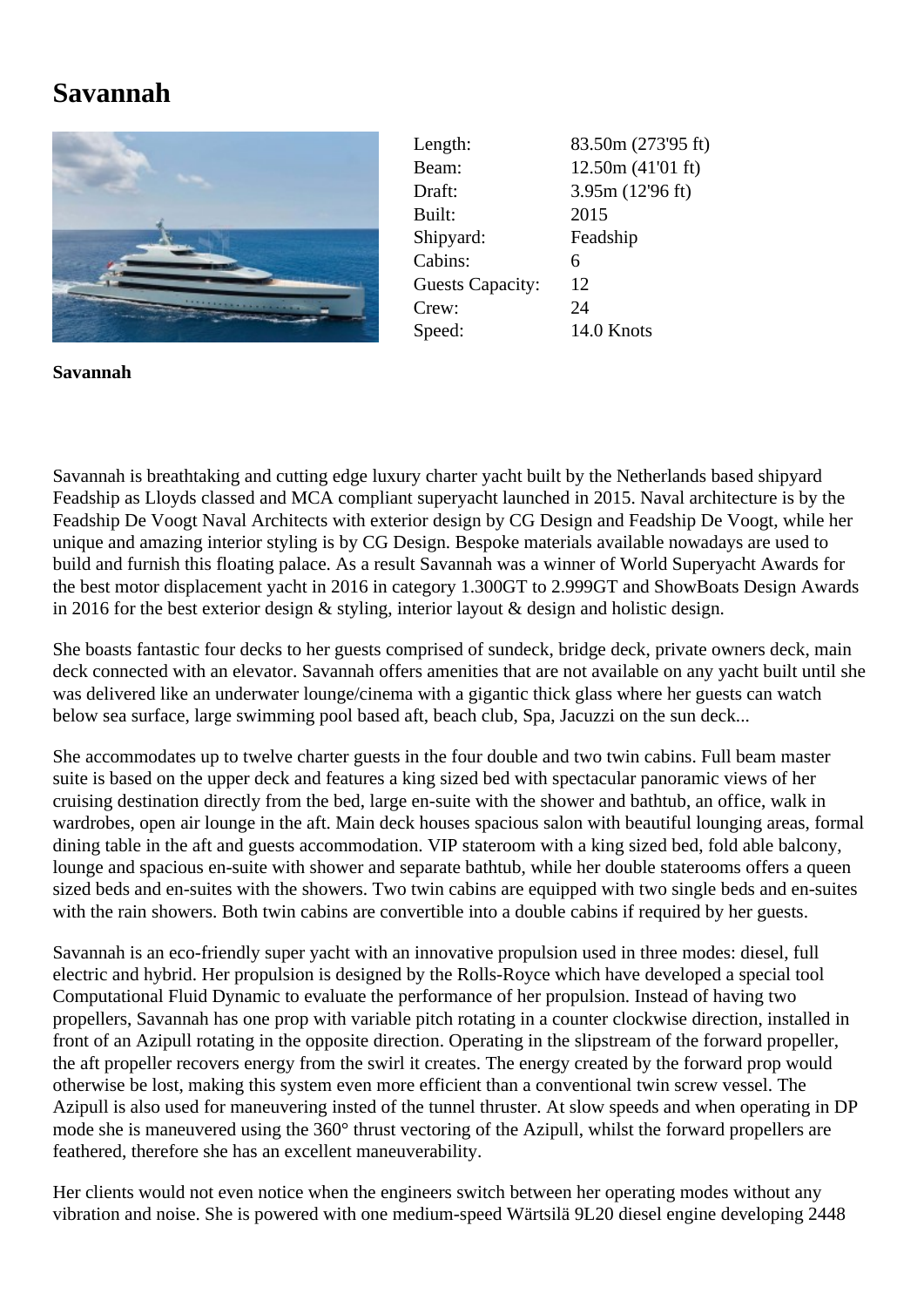# Savannah

| | |
|---|---|
| Length: | 83.50m (273'95 ft) |
| Beam: | 12.50m (41'01 ft) |
| Draft: | 3.95m (12'96 ft) |
| Built: | 2015 |
| Shipyard: | Feadship |
| Cabins: | 6 |
| Guests Capacity: | 12 |
| Crew: | 24 |
| Speed: | 14.0 Knots |

**Savannah**

Savannah is breathtaking and cutting edge luxury charter yacht built by the Netherlands based shipyard Feadship as Lloyds classed and MCA compliant superyacht launched in 2015. Naval architecture is by the Feadship De Voogt Naval Architects with exterior design by CG Design and Feadship De Voogt, while her unique and amazing interior styling is by CG Design. Bespoke materials available nowadays are used to build and furnish this floating palace. As a result Savannah was a winner of World Superyacht Awards for the best motor displacement yacht in 2016 in category 1.300GT to 2.999GT and ShowBoats Design Awards in 2016 for the best exterior design & styling, interior layout & design and holistic design.

She boasts fantastic four decks to her guests comprised of sundeck, bridge deck, private owners deck, main deck connected with an elevator. Savannah offers amenities that are not available on any yacht built until she was delivered like an underwater lounge/cinema with a gigantic thick glass where her guests can watch below sea surface, large swimming pool based aft, beach club, Spa, Jacuzzi on the sun deck...

She accommodates up to twelve charter guests in the four double and two twin cabins. Full beam master suite is based on the upper deck and features a king sized bed with spectacular panoramic views of her cruising destination directly from the bed, large en-suite with the shower and bathtub, an office, walk in wardrobes, open air lounge in the aft. Main deck houses spacious salon with beautiful lounging areas, formal dining table in the aft and guests accommodation. VIP stateroom with a king sized bed, fold able balcony, lounge and spacious en-suite with shower and separate bathtub, while her double staterooms offers a queen sized beds and en-suites with the showers. Two twin cabins are equipped with two single beds and en-suites with the rain showers. Both twin cabins are convertible into a double cabins if required by her guests.

Savannah is an eco-friendly super yacht with an innovative propulsion used in three modes: diesel, full electric and hybrid. Her propulsion is designed by the Rolls-Royce which have developed a special tool Computational Fluid Dynamic to evaluate the performance of her propulsion. Instead of having two propellers, Savannah has one prop with variable pitch rotating in a counter clockwise direction, installed in front of an Azipull rotating in the opposite direction. Operating in the slipstream of the forward propeller, the aft propeller recovers energy from the swirl it creates. The energy created by the forward prop would otherwise be lost, making this system even more efficient than a conventional twin screw vessel. The Azipull is also used for maneuvering insted of the tunnel thruster. At slow speeds and when operating in DP mode she is maneuvered using the 360° thrust vectoring of the Azipull, whilst the forward propellers are feathered, therefore she has an excellent maneuverability.

Her clients would not even notice when the engineers switch between her operating modes without any vibration and noise. She is powered with one medium-speed Wärtsilä 9L20 diesel engine developing 2448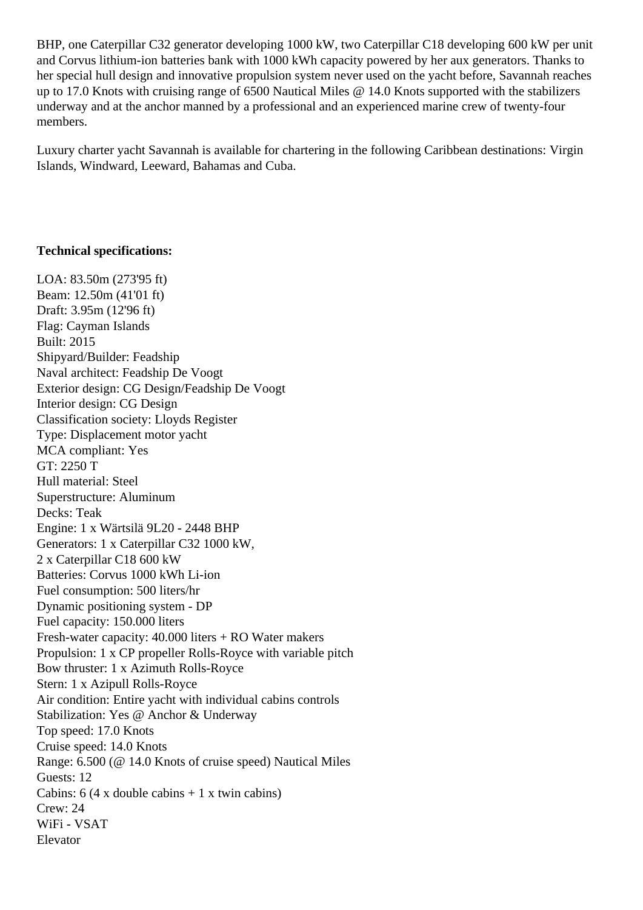BHP, one Caterpillar C32 generator developing 1000 kW, two Caterpillar C18 developing 600 kW per unit and Corvus lithium-ion batteries bank with 1000 kWh capacity powered by her aux generators. Thanks to her special hull design and innovative propulsion system never used on the yacht before, Savannah reaches up to 17.0 Knots with cruising range of 6500 Nautical Miles @ 14.0 Knots supported with the stabilizers underway and at the anchor manned by a professional and an experienced marine crew of twenty-four members.

Luxury charter yacht Savannah is available for chartering in the following Caribbean destinations: Virgin Islands, Windward, Leeward, Bahamas and Cuba.

**Technical specifications:**

LOA: 83.50m (273'95 ft)
Beam: 12.50m (41'01 ft)
Draft: 3.95m (12'96 ft)
Flag: Cayman Islands
Built: 2015
Shipyard/Builder: Feadship
Naval architect: Feadship De Voogt
Exterior design: CG Design/Feadship De Voogt
Interior design: CG Design
Classification society: Lloyds Register
Type: Displacement motor yacht
MCA compliant: Yes
GT: 2250 T
Hull material: Steel
Superstructure: Aluminum
Decks: Teak
Engine: 1 x Wärtsilä 9L20 - 2448 BHP
Generators: 1 x Caterpillar C32 1000 kW,
2 x Caterpillar C18 600 kW
Batteries: Corvus 1000 kWh Li-ion
Fuel consumption: 500 liters/hr
Dynamic positioning system - DP
Fuel capacity: 150.000 liters
Fresh-water capacity: 40.000 liters + RO Water makers
Propulsion: 1 x CP propeller Rolls-Royce with variable pitch
Bow thruster: 1 x Azimuth Rolls-Royce
Stern: 1 x Azipull Rolls-Royce
Air condition: Entire yacht with individual cabins controls
Stabilization: Yes @ Anchor & Underway
Top speed: 17.0 Knots
Cruise speed: 14.0 Knots
Range: 6.500 (@ 14.0 Knots of cruise speed) Nautical Miles
Guests: 12
Cabins: 6 (4 x double cabins + 1 x twin cabins)
Crew: 24
WiFi - VSAT
Elevator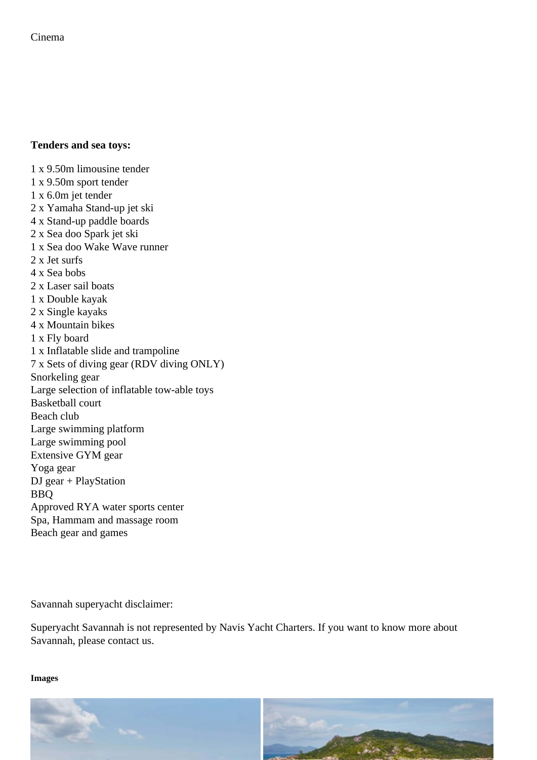Cinema

**Tenders and sea toys:**

1 x 9.50m limousine tender
1 x 9.50m sport tender
1 x 6.0m jet tender
2 x Yamaha Stand-up jet ski
4 x Stand-up paddle boards
2 x Sea doo Spark jet ski
1 x Sea doo Wake Wave runner
2 x Jet surfs
4 x Sea bobs
2 x Laser sail boats
1 x Double kayak
2 x Single kayaks
4 x Mountain bikes
1 x Fly board
1 x Inflatable slide and trampoline
7 x Sets of diving gear (RDV diving ONLY)
Snorkeling gear
Large selection of inflatable tow-able toys
Basketball court
Beach club
Large swimming platform
Large swimming pool
Extensive GYM gear
Yoga gear
DJ gear + PlayStation
BBQ
Approved RYA water sports center
Spa, Hammam and massage room
Beach gear and games

Savannah superyacht disclaimer:

Superyacht Savannah is not represented by Navis Yacht Charters. If you want to know more about Savannah, please contact us.

**Images**